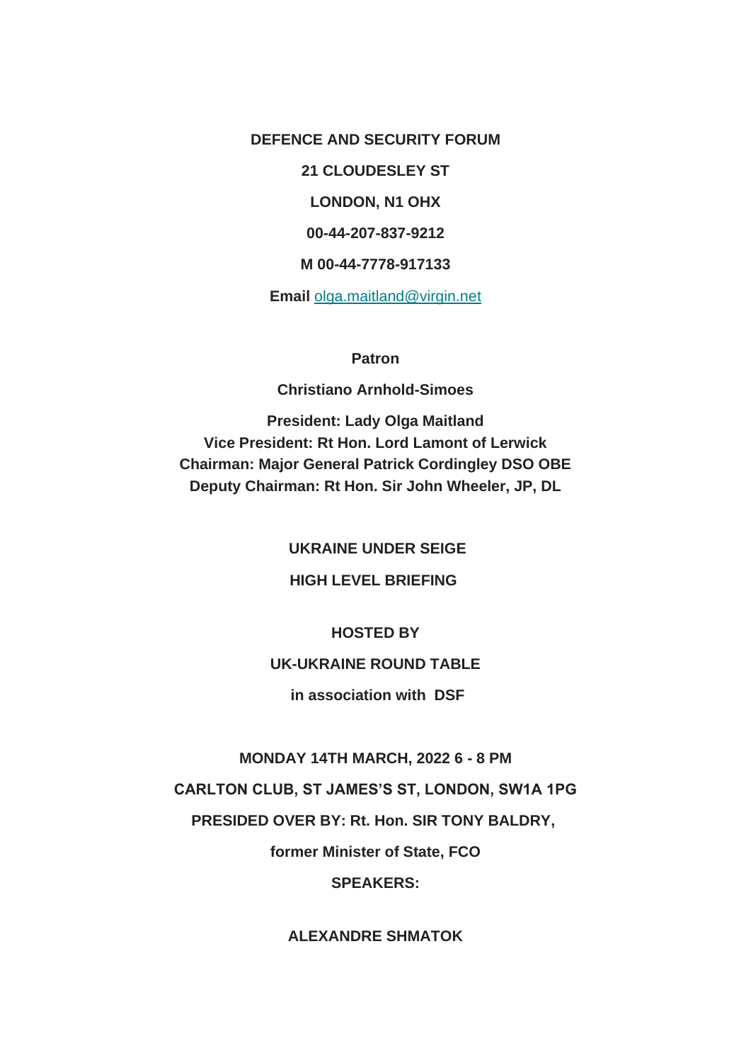**DEFENCE AND SECURITY FORUM**

**21 CLOUDESLEY ST**

**LONDON, N1 OHX**

**00-44-207-837-9212**

**M 00-44-7778-917133**

**Email** [olga.maitland@virgin.net](mailto:olga.maitland@virgin.net)

**Patron**

**Christiano Arnhold-Simoes**

**President: Lady Olga Maitland**
**Vice President: Rt Hon. Lord Lamont of Lerwick**
**Chairman: Major General Patrick Cordingley DSO OBE**
**Deputy Chairman: Rt Hon. Sir John Wheeler, JP, DL**

**UKRAINE UNDER SEIGE**

**HIGH LEVEL BRIEFING**

**HOSTED BY**

**UK-UKRAINE ROUND TABLE**

**in association with DSF**

**MONDAY 14TH MARCH, 2022 6 - 8 PM**

**CARLTON CLUB, ST JAMES'S ST, LONDON, SW1A 1PG**

**PRESIDED OVER BY: Rt. Hon. SIR TONY BALDRY,**

**former Minister of State, FCO**

**SPEAKERS:**

**ALEXANDRE SHMATOK**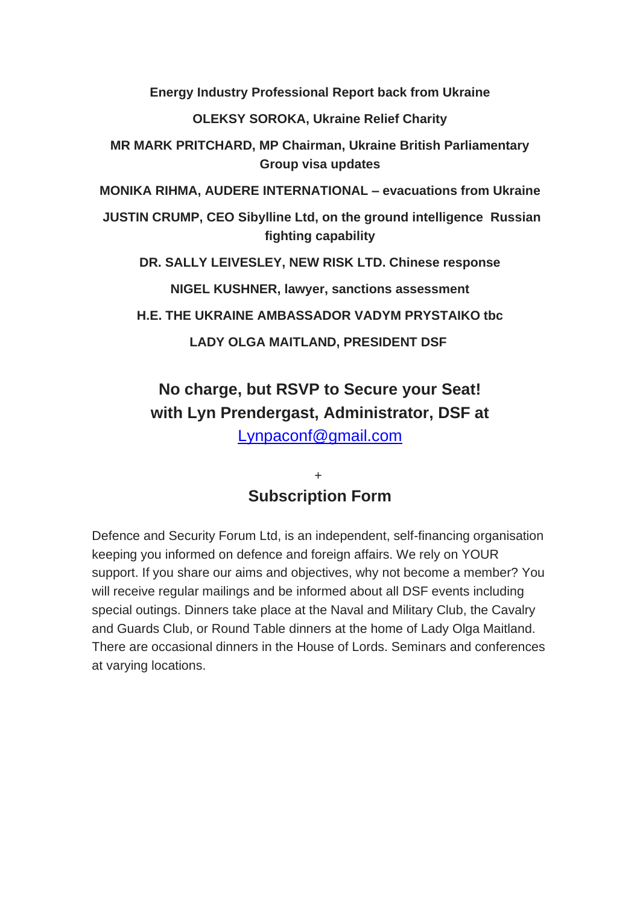**Energy Industry Professional Report back from Ukraine**

**OLEKSY SOROKA, Ukraine Relief Charity**

**MR MARK PRITCHARD, MP Chairman, Ukraine British Parliamentary Group visa updates**

**MONIKA RIHMA, AUDERE INTERNATIONAL – evacuations from Ukraine**

**JUSTIN CRUMP, CEO Sibylline Ltd, on the ground intelligence Russian fighting capability**

**DR. SALLY LEIVESLEY, NEW RISK LTD. Chinese response**

**NIGEL KUSHNER, lawyer, sanctions assessment**

**H.E. THE UKRAINE AMBASSADOR VADYM PRYSTAIKO tbc**

**LADY OLGA MAITLAND, PRESIDENT DSF**

## No charge, but RSVP to Secure your Seat! with Lyn Prendergast, Administrator, DSF at

[Lynpaconf@gmail.com](mailto:Lynpaconf@gmail.com)

+

## Subscription Form

Defence and Security Forum Ltd, is an independent, self-financing organisation keeping you informed on defence and foreign affairs. We rely on YOUR support. If you share our aims and objectives, why not become a member? You will receive regular mailings and be informed about all DSF events including special outings. Dinners take place at the Naval and Military Club, the Cavalry and Guards Club, or Round Table dinners at the home of Lady Olga Maitland. There are occasional dinners in the House of Lords. Seminars and conferences at varying locations.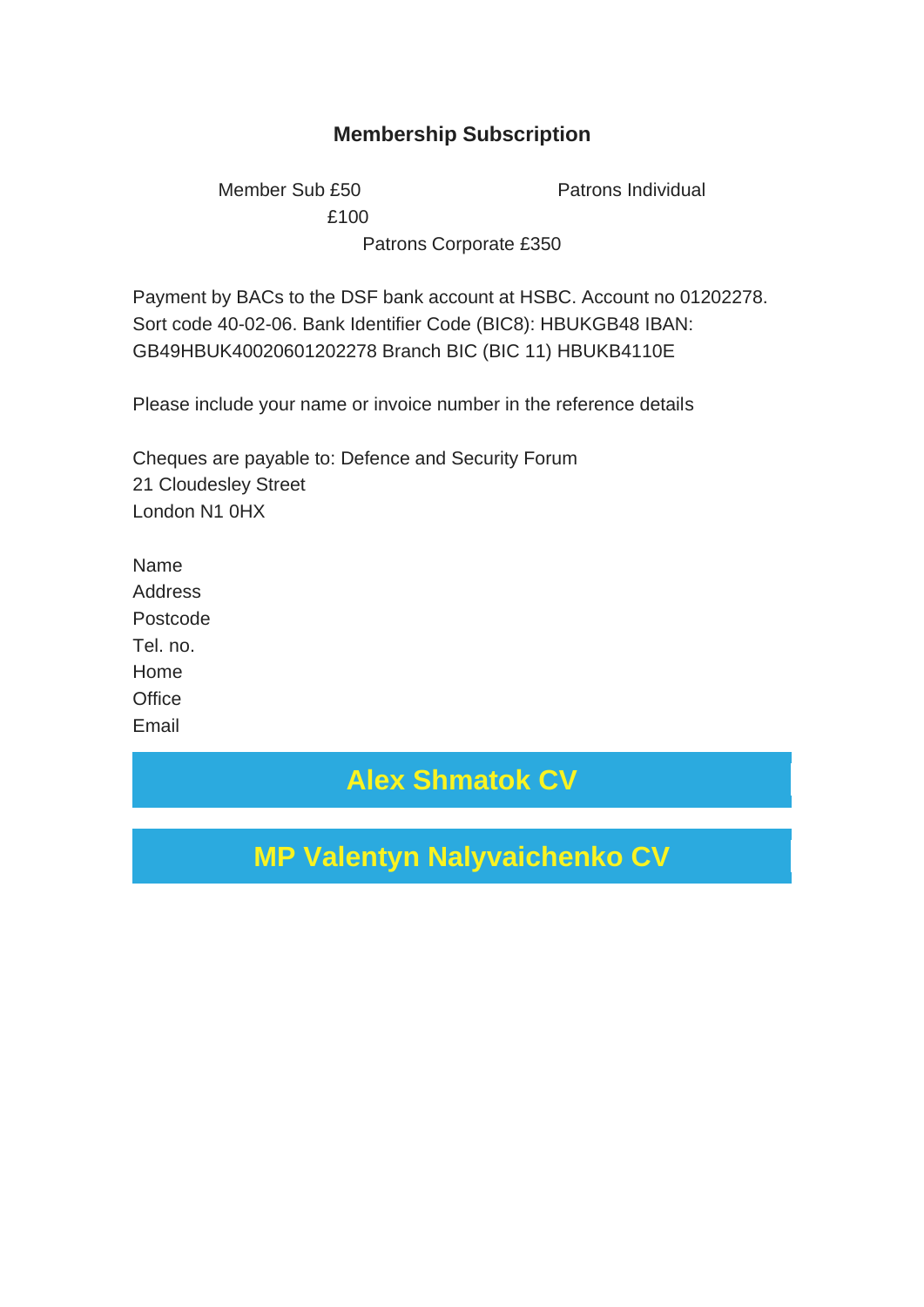## Membership Subscription

Member Sub £50 Patrons Individual £100 Patrons Corporate £350

Payment by BACs to the DSF bank account at HSBC. Account no 01202278. Sort code 40-02-06. Bank Identifier Code (BIC8): HBUKGB48 IBAN: GB49HBUK40020601202278 Branch BIC (BIC 11) HBUKB4110E

Please include your name or invoice number in the reference details

Cheques are payable to: Defence and Security Forum
21 Cloudesley Street
London N1 0HX

Name
Address
Postcode
Tel. no.
Home
Office
Email

**Alex Shmatok CV**

**MP Valentyn Nalyvaichenko CV**